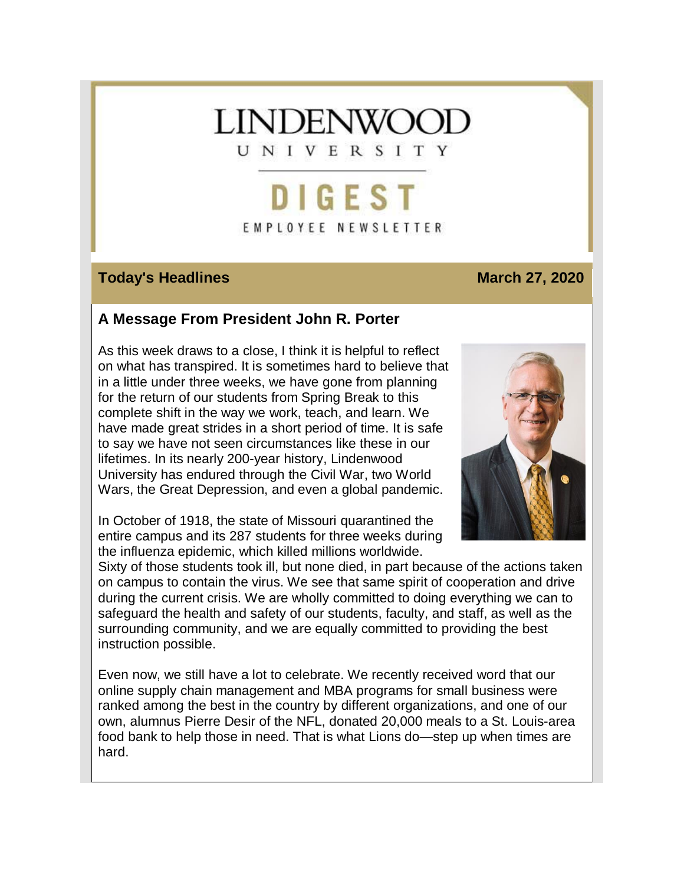# LINDENWOOD UNIVERSITY

## DIGEST

EMPLOYEE NEWSLETTER

**Today's Headlines** **March 27, 2020**

### A Message From President John R. Porter

As this week draws to a close, I think it is helpful to reflect on what has transpired. It is sometimes hard to believe that in a little under three weeks, we have gone from planning for the return of our students from Spring Break to this complete shift in the way we work, teach, and learn. We have made great strides in a short period of time. It is safe to say we have not seen circumstances like these in our lifetimes. In its nearly 200-year history, Lindenwood University has endured through the Civil War, two World Wars, the Great Depression, and even a global pandemic.

In October of 1918, the state of Missouri quarantined the entire campus and its 287 students for three weeks during the influenza epidemic, which killed millions worldwide. Sixty of those students took ill, but none died, in part because of the actions taken on campus to contain the virus. We see that same spirit of cooperation and drive during the current crisis. We are wholly committed to doing everything we can to safeguard the health and safety of our students, faculty, and staff, as well as the surrounding community, and we are equally committed to providing the best instruction possible.

Even now, we still have a lot to celebrate. We recently received word that our online supply chain management and MBA programs for small business were ranked among the best in the country by different organizations, and one of our own, alumnus Pierre Desir of the NFL, donated 20,000 meals to a St. Louis-area food bank to help those in need. That is what Lions do—step up when times are hard.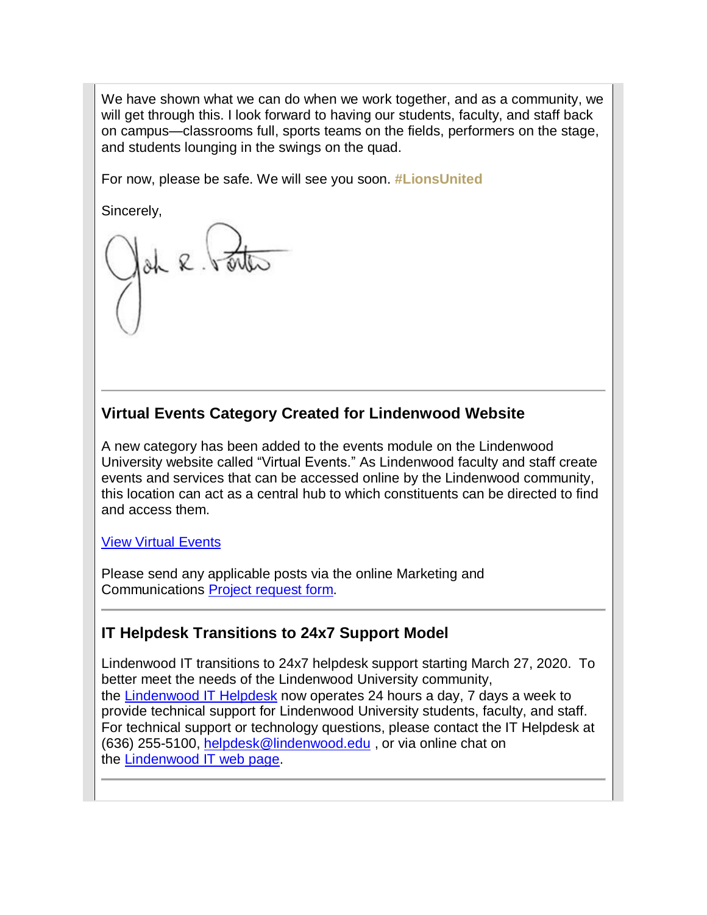We have shown what we can do when we work together, and as a community, we will get through this. I look forward to having our students, faculty, and staff back on campus—classrooms full, sports teams on the fields, performers on the stage, and students lounging in the swings on the quad.

For now, please be safe. We will see you soon. **#LionsUnited**

Sincerely,

---

## Virtual Events Category Created for Lindenwood Website

A new category has been added to the events module on the Lindenwood University website called "Virtual Events." As Lindenwood faculty and staff create events and services that can be accessed online by the Lindenwood community, this location can act as a central hub to which constituents can be directed to find and access them.

View Virtual Events

Please send any applicable posts via the online Marketing and Communications Project request form.

---

## IT Helpdesk Transitions to 24x7 Support Model

Lindenwood IT transitions to 24x7 helpdesk support starting March 27, 2020. To better meet the needs of the Lindenwood University community, the Lindenwood IT Helpdesk now operates 24 hours a day, 7 days a week to provide technical support for Lindenwood University students, faculty, and staff. For technical support or technology questions, please contact the IT Helpdesk at (636) 255-5100, helpdesk@lindenwood.edu , or via online chat on the Lindenwood IT web page.

---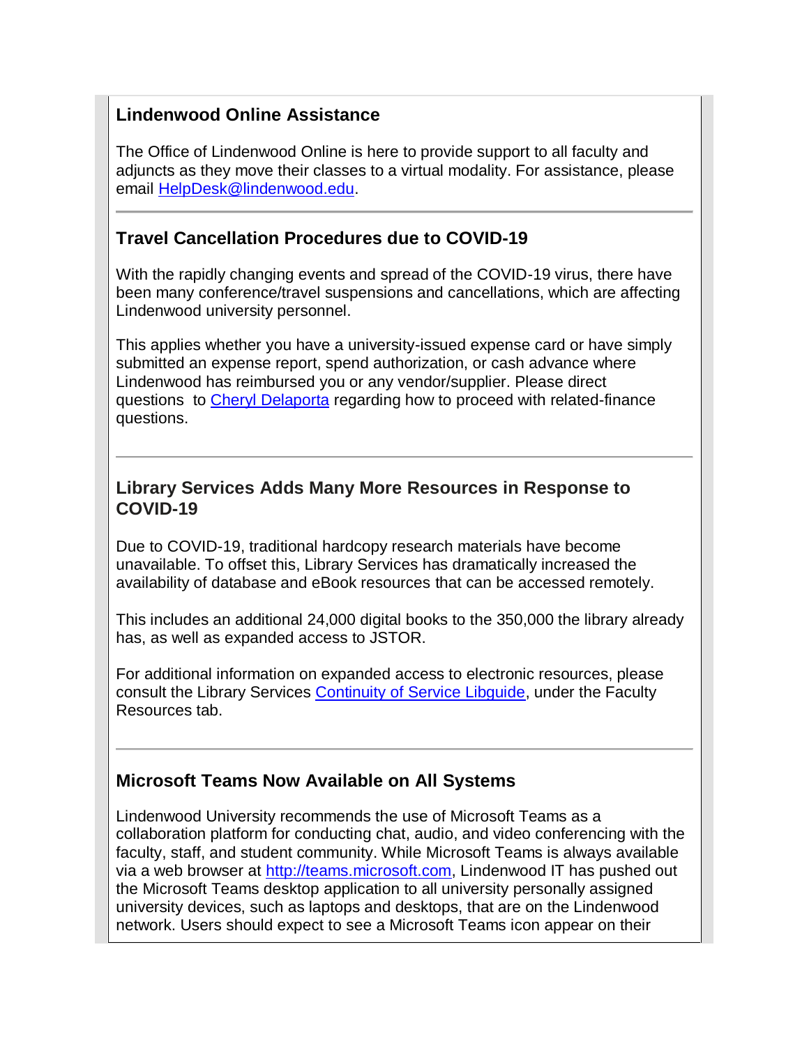## Lindenwood Online Assistance

The Office of Lindenwood Online is here to provide support to all faculty and adjuncts as they move their classes to a virtual modality. For assistance, please email [HelpDesk@lindenwood.edu](mailto:HelpDesk@lindenwood.edu).

---

## Travel Cancellation Procedures due to COVID-19

With the rapidly changing events and spread of the COVID-19 virus, there have been many conference/travel suspensions and cancellations, which are affecting Lindenwood university personnel.

This applies whether you have a university-issued expense card or have simply submitted an expense report, spend authorization, or cash advance where Lindenwood has reimbursed you or any vendor/supplier. Please direct questions to Cheryl Delaporta regarding how to proceed with related-finance questions.

---

## Library Services Adds Many More Resources in Response to COVID-19

Due to COVID-19, traditional hardcopy research materials have become unavailable. To offset this, Library Services has dramatically increased the availability of database and eBook resources that can be accessed remotely.

This includes an additional 24,000 digital books to the 350,000 the library already has, as well as expanded access to JSTOR.

For additional information on expanded access to electronic resources, please consult the Library Services Continuity of Service Libguide, under the Faculty Resources tab.

---

## Microsoft Teams Now Available on All Systems

Lindenwood University recommends the use of Microsoft Teams as a collaboration platform for conducting chat, audio, and video conferencing with the faculty, staff, and student community. While Microsoft Teams is always available via a web browser at [http://teams.microsoft.com](http://teams.microsoft.com), Lindenwood IT has pushed out the Microsoft Teams desktop application to all university personally assigned university devices, such as laptops and desktops, that are on the Lindenwood network. Users should expect to see a Microsoft Teams icon appear on their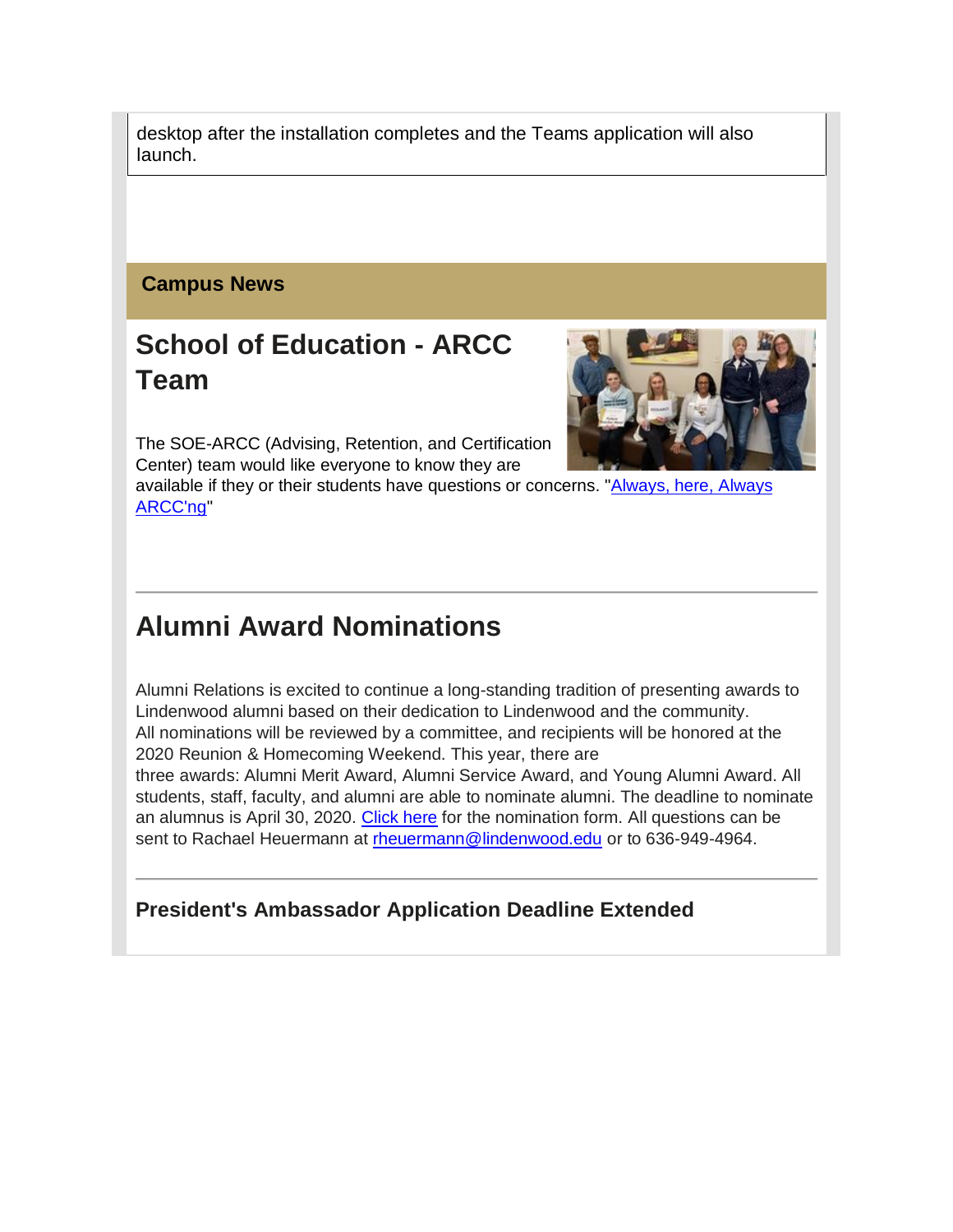desktop after the installation completes and the Teams application will also launch.

## Campus News

# School of Education - ARCC Team

The SOE-ARCC (Advising, Retention, and Certification Center) team would like everyone to know they are available if they or their students have questions or concerns. "Always, here, Always ARCC'ng"

# Alumni Award Nominations

Alumni Relations is excited to continue a long-standing tradition of presenting awards to Lindenwood alumni based on their dedication to Lindenwood and the community. All nominations will be reviewed by a committee, and recipients will be honored at the 2020 Reunion & Homecoming Weekend. This year, there are three awards: Alumni Merit Award, Alumni Service Award, and Young Alumni Award. All students, staff, faculty, and alumni are able to nominate alumni. The deadline to nominate an alumnus is April 30, 2020. Click here for the nomination form. All questions can be sent to Rachael Heuermann at rheuermann@lindenwood.edu or to 636-949-4964.

### President's Ambassador Application Deadline Extended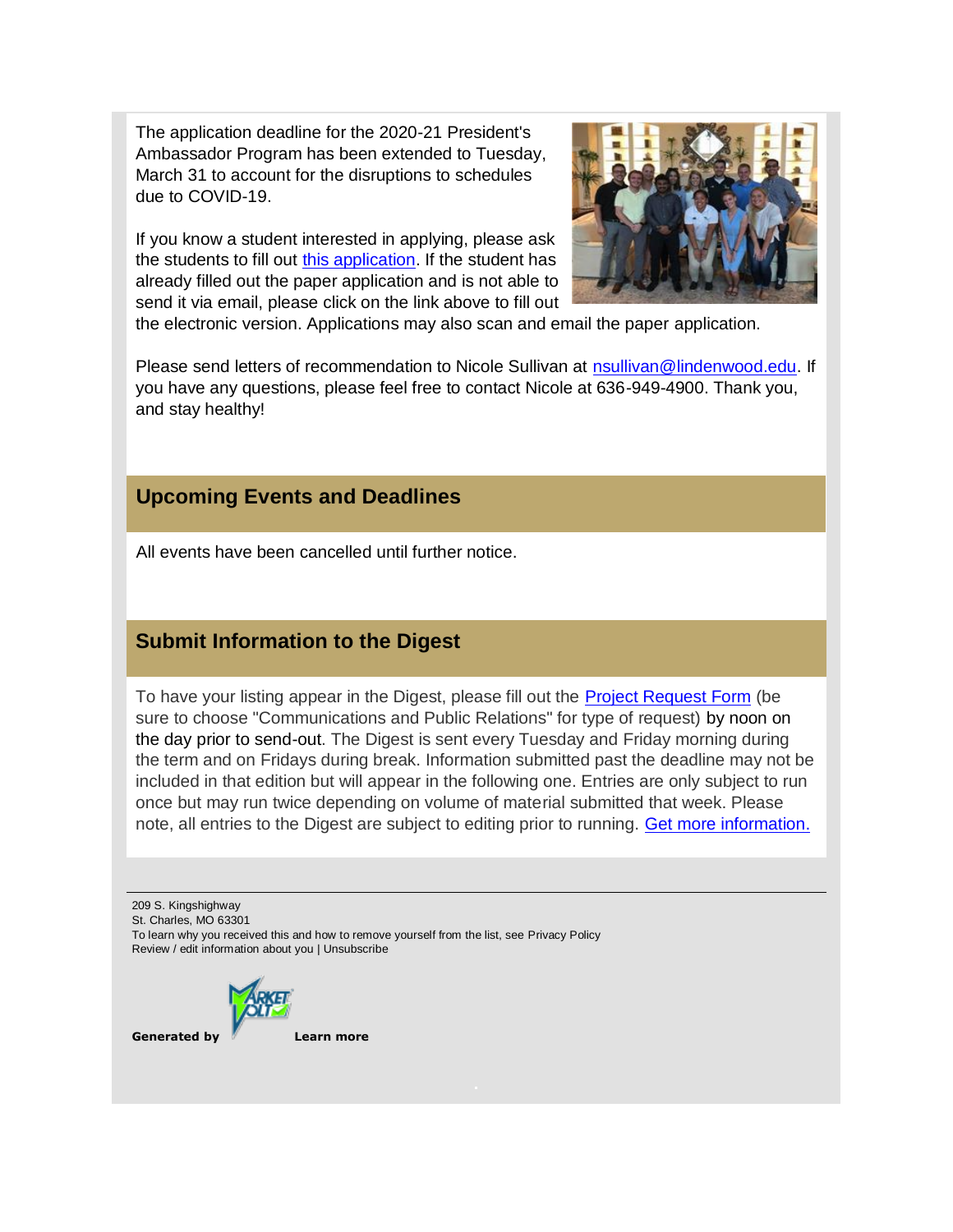The application deadline for the 2020-21 President's Ambassador Program has been extended to Tuesday, March 31 to account for the disruptions to schedules due to COVID-19.

If you know a student interested in applying, please ask the students to fill out this application. If the student has already filled out the paper application and is not able to send it via email, please click on the link above to fill out the electronic version. Applications may also scan and email the paper application.

Please send letters of recommendation to Nicole Sullivan at nsullivan@lindenwood.edu. If you have any questions, please feel free to contact Nicole at 636-949-4900. Thank you, and stay healthy!

## Upcoming Events and Deadlines

All events have been cancelled until further notice.

## Submit Information to the Digest

To have your listing appear in the Digest, please fill out the Project Request Form (be sure to choose "Communications and Public Relations" for type of request) by noon on the day prior to send-out. The Digest is sent every Tuesday and Friday morning during the term and on Fridays during break. Information submitted past the deadline may not be included in that edition but will appear in the following one. Entries are only subject to run once but may run twice depending on volume of material submitted that week. Please note, all entries to the Digest are subject to editing prior to running. Get more information.

---

209 S. Kingshighway
St. Charles, MO 63301
To learn why you received this and how to remove yourself from the list, see Privacy Policy
Review / edit information about you | Unsubscribe

**Generated by** **Learn more**